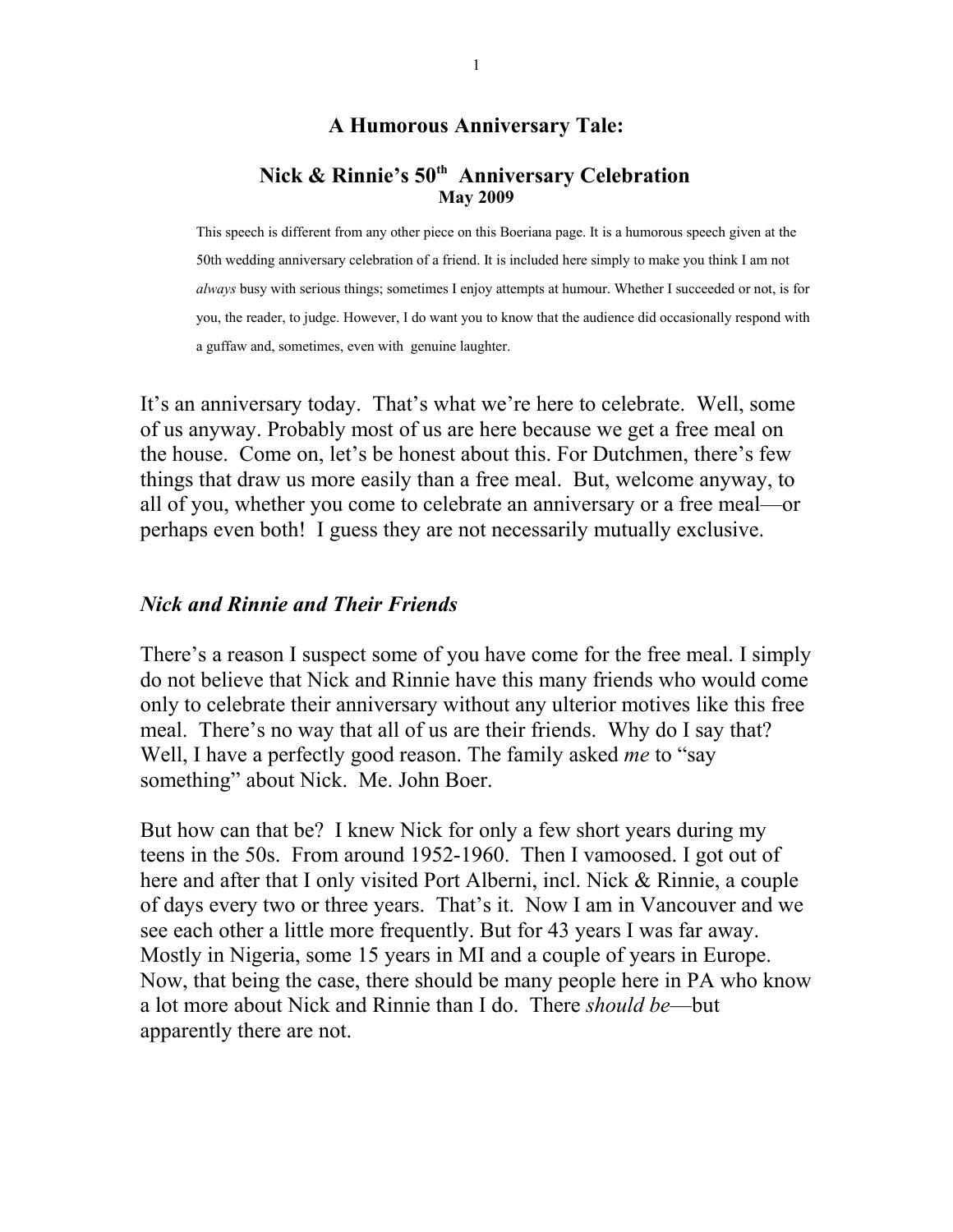# A Humorous Anniversary Tale:

## Nick & Rinnie's 50th Anniversary Celebration

**May 2009**

This speech is different from any other piece on this Boeriana page. It is a humorous speech given at the 50th wedding anniversary celebration of a friend. It is included here simply to make you think I am not *always* busy with serious things; sometimes I enjoy attempts at humour. Whether I succeeded or not, is for you, the reader, to judge. However, I do want you to know that the audience did occasionally respond with a guffaw and, sometimes, even with genuine laughter.

It's an anniversary today. That's what we're here to celebrate. Well, some of us anyway. Probably most of us are here because we get a free meal on the house. Come on, let's be honest about this. For Dutchmen, there's few things that draw us more easily than a free meal. But, welcome anyway, to all of you, whether you come to celebrate an anniversary or a free meal—or perhaps even both! I guess they are not necessarily mutually exclusive.

### *Nick and Rinnie and Their Friends*

There's a reason I suspect some of you have come for the free meal. I simply do not believe that Nick and Rinnie have this many friends who would come only to celebrate their anniversary without any ulterior motives like this free meal. There's no way that all of us are their friends. Why do I say that? Well, I have a perfectly good reason. The family asked *me* to "say something" about Nick. Me. John Boer.

But how can that be? I knew Nick for only a few short years during my teens in the 50s. From around 1952-1960. Then I vamoosed. I got out of here and after that I only visited Port Alberni, incl. Nick & Rinnie, a couple of days every two or three years. That's it. Now I am in Vancouver and we see each other a little more frequently. But for 43 years I was far away. Mostly in Nigeria, some 15 years in MI and a couple of years in Europe. Now, that being the case, there should be many people here in PA who know a lot more about Nick and Rinnie than I do. There *should be*—but apparently there are not.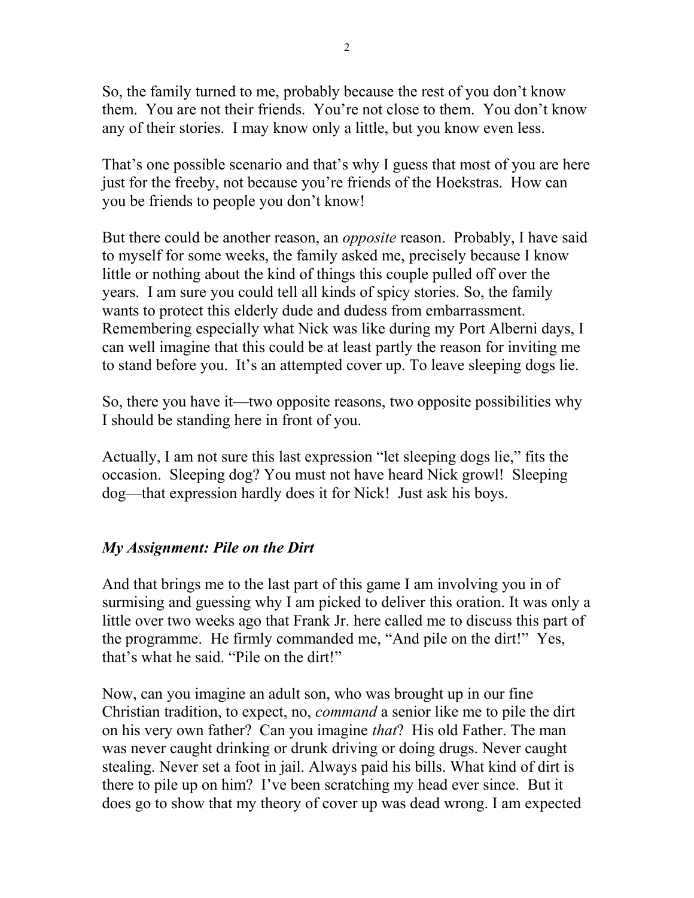So, the family turned to me, probably because the rest of you don't know them. You are not their friends. You're not close to them. You don't know any of their stories. I may know only a little, but you know even less.

That's one possible scenario and that's why I guess that most of you are here just for the freeby, not because you're friends of the Hoekstras. How can you be friends to people you don't know!

But there could be another reason, an *opposite* reason. Probably, I have said to myself for some weeks, the family asked me, precisely because I know little or nothing about the kind of things this couple pulled off over the years. I am sure you could tell all kinds of spicy stories. So, the family wants to protect this elderly dude and dudess from embarrassment. Remembering especially what Nick was like during my Port Alberni days, I can well imagine that this could be at least partly the reason for inviting me to stand before you. It's an attempted cover up. To leave sleeping dogs lie.

So, there you have it—two opposite reasons, two opposite possibilities why I should be standing here in front of you.

Actually, I am not sure this last expression "let sleeping dogs lie," fits the occasion. Sleeping dog? You must not have heard Nick growl! Sleeping dog—that expression hardly does it for Nick! Just ask his boys.

### *My Assignment: Pile on the Dirt*

And that brings me to the last part of this game I am involving you in of surmising and guessing why I am picked to deliver this oration. It was only a little over two weeks ago that Frank Jr. here called me to discuss this part of the programme. He firmly commanded me, "And pile on the dirt!" Yes, that's what he said. "Pile on the dirt!"

Now, can you imagine an adult son, who was brought up in our fine Christian tradition, to expect, no, *command* a senior like me to pile the dirt on his very own father? Can you imagine *that*? His old Father. The man was never caught drinking or drunk driving or doing drugs. Never caught stealing. Never set a foot in jail. Always paid his bills. What kind of dirt is there to pile up on him? I've been scratching my head ever since. But it does go to show that my theory of cover up was dead wrong. I am expected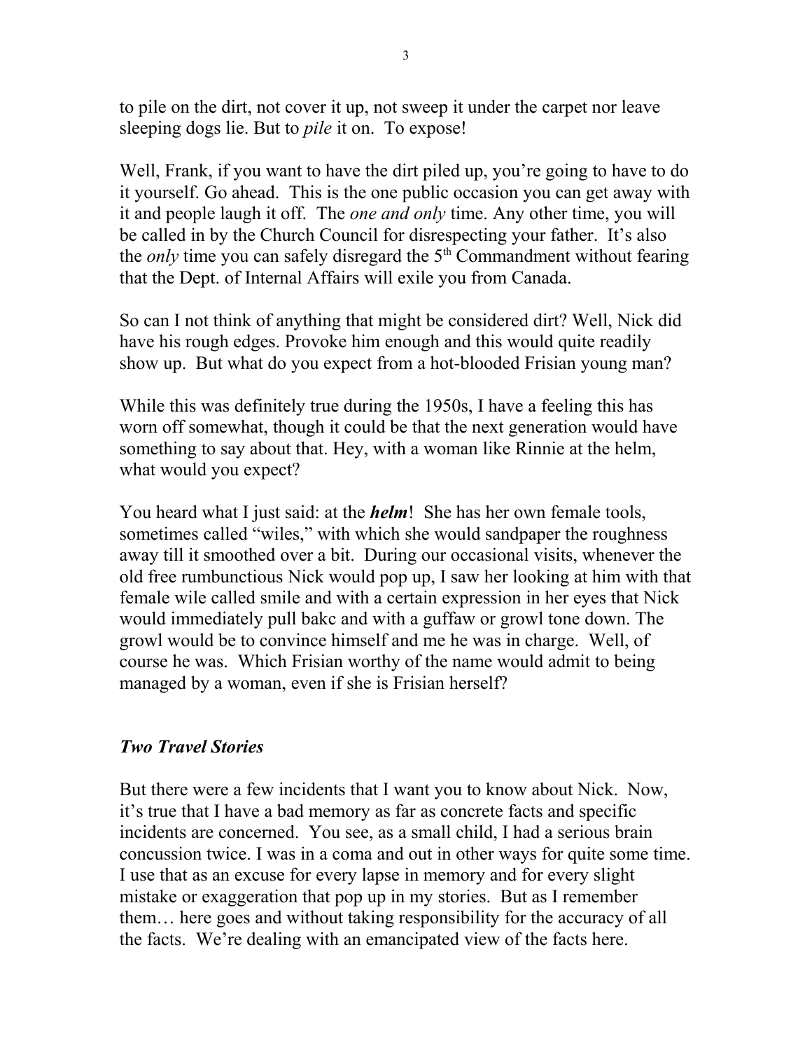to pile on the dirt, not cover it up, not sweep it under the carpet nor leave sleeping dogs lie. But to *pile* it on. To expose!

Well, Frank, if you want to have the dirt piled up, you're going to have to do it yourself. Go ahead. This is the one public occasion you can get away with it and people laugh it off. The *one and only* time. Any other time, you will be called in by the Church Council for disrespecting your father. It's also the *only* time you can safely disregard the 5th Commandment without fearing that the Dept. of Internal Affairs will exile you from Canada.

So can I not think of anything that might be considered dirt? Well, Nick did have his rough edges. Provoke him enough and this would quite readily show up. But what do you expect from a hot-blooded Frisian young man?

While this was definitely true during the 1950s, I have a feeling this has worn off somewhat, though it could be that the next generation would have something to say about that. Hey, with a woman like Rinnie at the helm, what would you expect?

You heard what I just said: at the ***helm***! She has her own female tools, sometimes called "wiles," with which she would sandpaper the roughness away till it smoothed over a bit. During our occasional visits, whenever the old free rumbunctious Nick would pop up, I saw her looking at him with that female wile called smile and with a certain expression in her eyes that Nick would immediately pull bakc and with a guffaw or growl tone down. The growl would be to convince himself and me he was in charge. Well, of course he was. Which Frisian worthy of the name would admit to being managed by a woman, even if she is Frisian herself?

### ***Two Travel Stories***

But there were a few incidents that I want you to know about Nick. Now, it's true that I have a bad memory as far as concrete facts and specific incidents are concerned. You see, as a small child, I had a serious brain concussion twice. I was in a coma and out in other ways for quite some time. I use that as an excuse for every lapse in memory and for every slight mistake or exaggeration that pop up in my stories. But as I remember them… here goes and without taking responsibility for the accuracy of all the facts. We're dealing with an emancipated view of the facts here.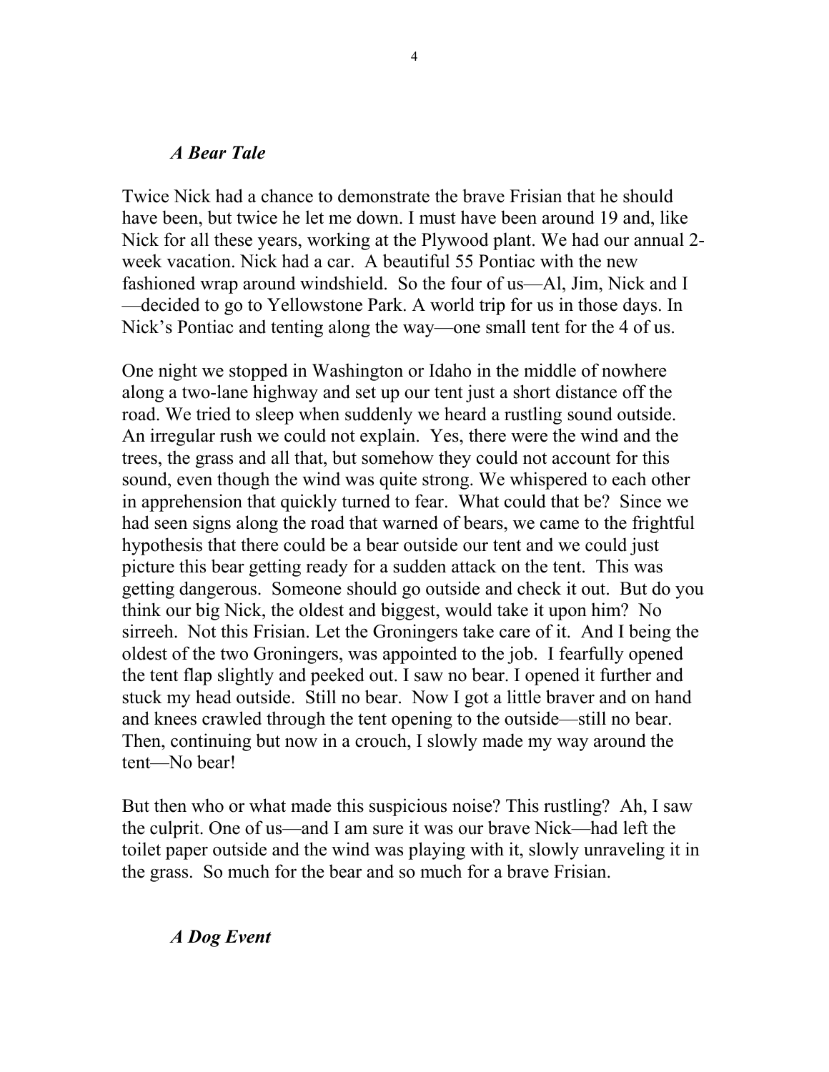### *A Bear Tale*

Twice Nick had a chance to demonstrate the brave Frisian that he should have been, but twice he let me down. I must have been around 19 and, like Nick for all these years, working at the Plywood plant. We had our annual 2-week vacation. Nick had a car. A beautiful 55 Pontiac with the new fashioned wrap around windshield. So the four of us—Al, Jim, Nick and I—decided to go to Yellowstone Park. A world trip for us in those days. In Nick's Pontiac and tenting along the way—one small tent for the 4 of us.

One night we stopped in Washington or Idaho in the middle of nowhere along a two-lane highway and set up our tent just a short distance off the road. We tried to sleep when suddenly we heard a rustling sound outside. An irregular rush we could not explain. Yes, there were the wind and the trees, the grass and all that, but somehow they could not account for this sound, even though the wind was quite strong. We whispered to each other in apprehension that quickly turned to fear. What could that be? Since we had seen signs along the road that warned of bears, we came to the frightful hypothesis that there could be a bear outside our tent and we could just picture this bear getting ready for a sudden attack on the tent. This was getting dangerous. Someone should go outside and check it out. But do you think our big Nick, the oldest and biggest, would take it upon him? No sirreeh. Not this Frisian. Let the Groningers take care of it. And I being the oldest of the two Groningers, was appointed to the job. I fearfully opened the tent flap slightly and peeked out. I saw no bear. I opened it further and stuck my head outside. Still no bear. Now I got a little braver and on hand and knees crawled through the tent opening to the outside—still no bear. Then, continuing but now in a crouch, I slowly made my way around the tent—No bear!

But then who or what made this suspicious noise? This rustling? Ah, I saw the culprit. One of us—and I am sure it was our brave Nick—had left the toilet paper outside and the wind was playing with it, slowly unraveling it in the grass. So much for the bear and so much for a brave Frisian.

### *A Dog Event*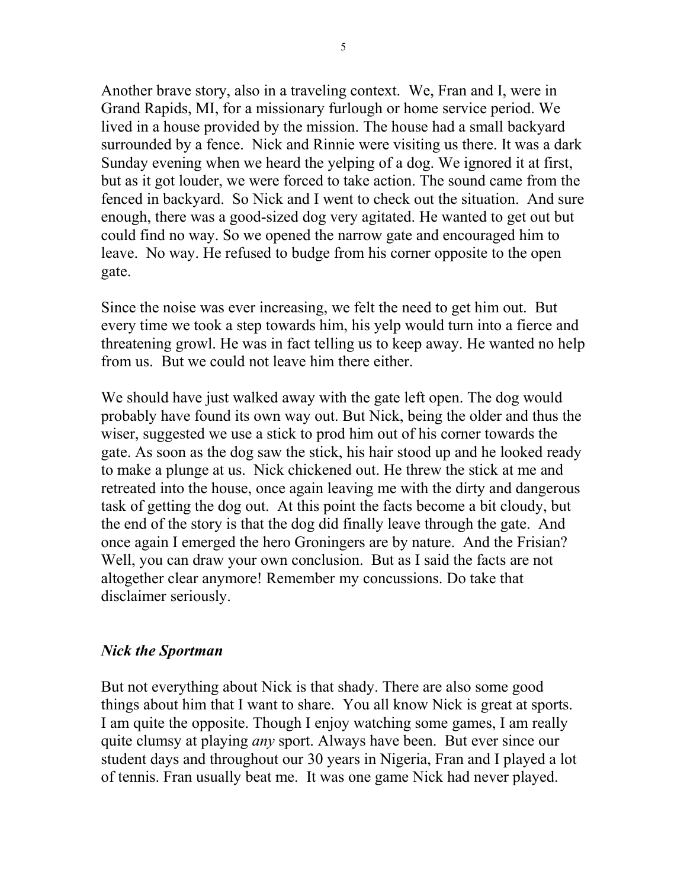Another brave story, also in a traveling context. We, Fran and I, were in Grand Rapids, MI, for a missionary furlough or home service period. We lived in a house provided by the mission. The house had a small backyard surrounded by a fence. Nick and Rinnie were visiting us there. It was a dark Sunday evening when we heard the yelping of a dog. We ignored it at first, but as it got louder, we were forced to take action. The sound came from the fenced in backyard. So Nick and I went to check out the situation. And sure enough, there was a good-sized dog very agitated. He wanted to get out but could find no way. So we opened the narrow gate and encouraged him to leave. No way. He refused to budge from his corner opposite to the open gate.

Since the noise was ever increasing, we felt the need to get him out. But every time we took a step towards him, his yelp would turn into a fierce and threatening growl. He was in fact telling us to keep away. He wanted no help from us. But we could not leave him there either.

We should have just walked away with the gate left open. The dog would probably have found its own way out. But Nick, being the older and thus the wiser, suggested we use a stick to prod him out of his corner towards the gate. As soon as the dog saw the stick, his hair stood up and he looked ready to make a plunge at us. Nick chickened out. He threw the stick at me and retreated into the house, once again leaving me with the dirty and dangerous task of getting the dog out. At this point the facts become a bit cloudy, but the end of the story is that the dog did finally leave through the gate. And once again I emerged the hero Groningers are by nature. And the Frisian? Well, you can draw your own conclusion. But as I said the facts are not altogether clear anymore! Remember my concussions. Do take that disclaimer seriously.

### *Nick the Sportman*

But not everything about Nick is that shady. There are also some good things about him that I want to share. You all know Nick is great at sports. I am quite the opposite. Though I enjoy watching some games, I am really quite clumsy at playing *any* sport. Always have been. But ever since our student days and throughout our 30 years in Nigeria, Fran and I played a lot of tennis. Fran usually beat me. It was one game Nick had never played.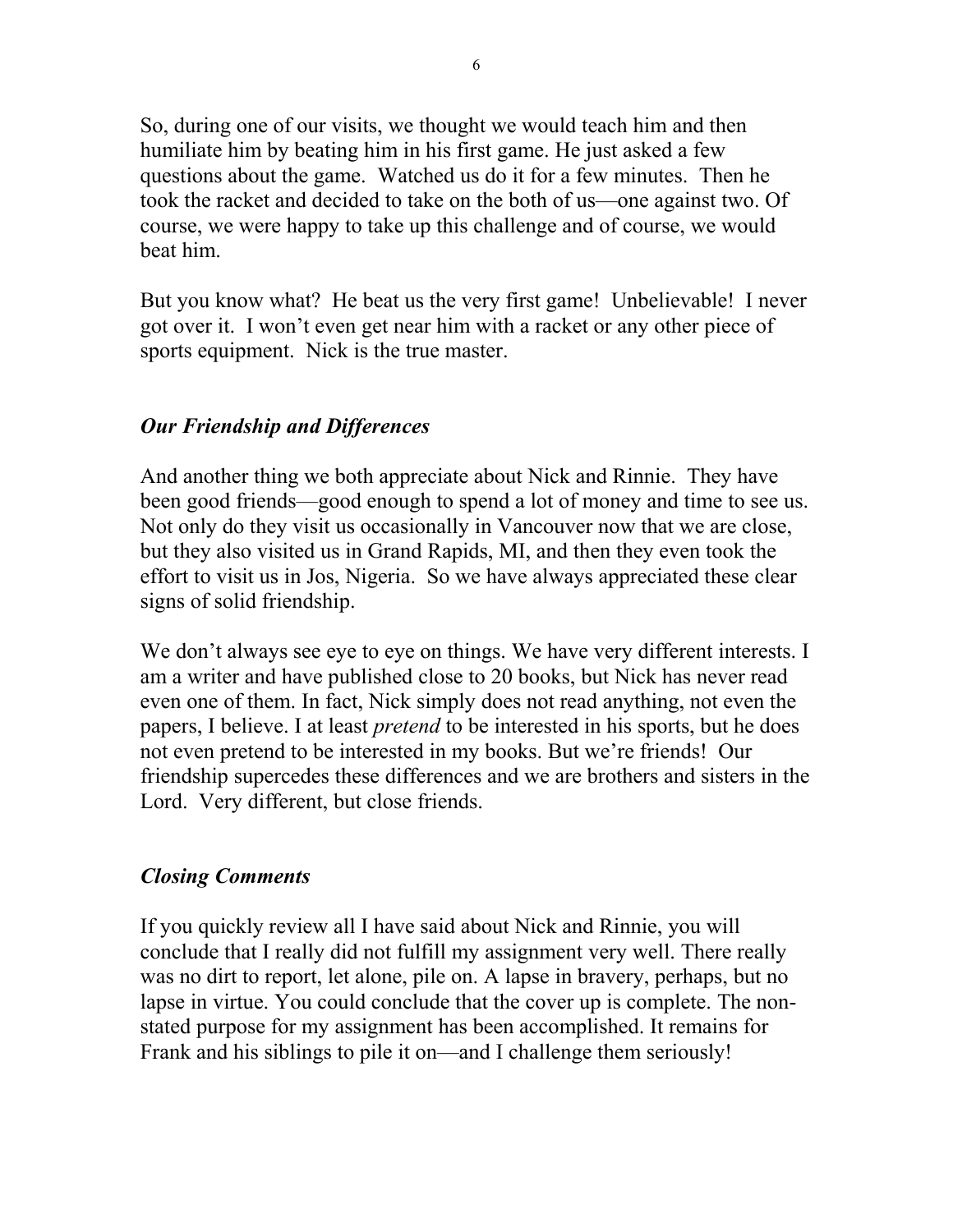So, during one of our visits, we thought we would teach him and then humiliate him by beating him in his first game. He just asked a few questions about the game.  Watched us do it for a few minutes.  Then he took the racket and decided to take on the both of us—one against two. Of course, we were happy to take up this challenge and of course, we would beat him.

But you know what?  He beat us the very first game!  Unbelievable!  I never got over it.  I won't even get near him with a racket or any other piece of sports equipment.  Nick is the true master.

### *Our Friendship and Differences*

And another thing we both appreciate about Nick and Rinnie.  They have been good friends—good enough to spend a lot of money and time to see us. Not only do they visit us occasionally in Vancouver now that we are close, but they also visited us in Grand Rapids, MI, and then they even took the effort to visit us in Jos, Nigeria.  So we have always appreciated these clear signs of solid friendship.

We don't always see eye to eye on things. We have very different interests. I am a writer and have published close to 20 books, but Nick has never read even one of them. In fact, Nick simply does not read anything, not even the papers, I believe. I at least *pretend* to be interested in his sports, but he does not even pretend to be interested in my books. But we're friends!  Our friendship supercedes these differences and we are brothers and sisters in the Lord.  Very different, but close friends.

### *Closing Comments*

If you quickly review all I have said about Nick and Rinnie, you will conclude that I really did not fulfill my assignment very well. There really was no dirt to report, let alone, pile on. A lapse in bravery, perhaps, but no lapse in virtue. You could conclude that the cover up is complete. The non-stated purpose for my assignment has been accomplished. It remains for Frank and his siblings to pile it on—and I challenge them seriously!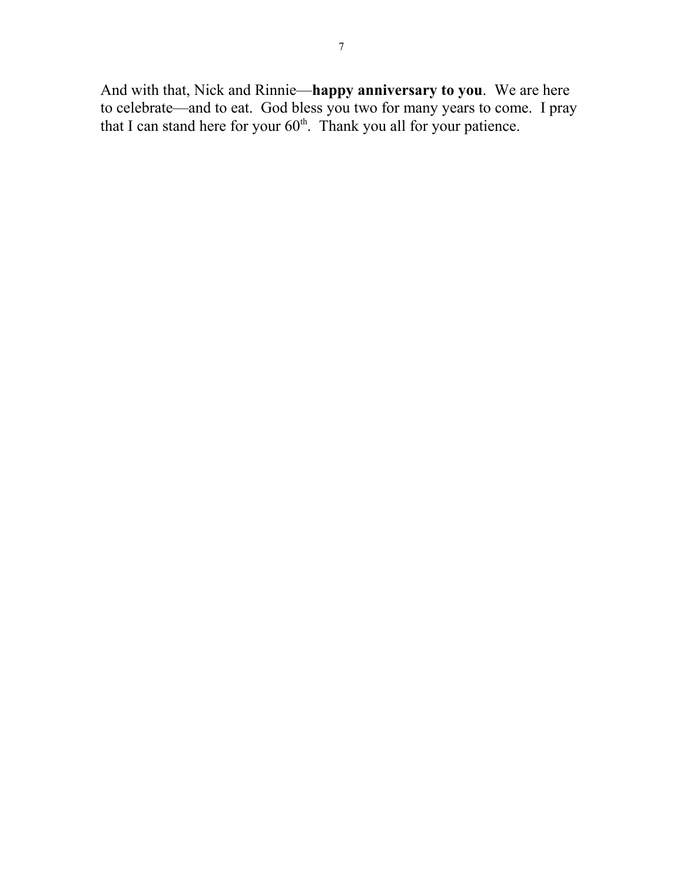And with that, Nick and Rinnie—**happy anniversary to you**. We are here to celebrate—and to eat. God bless you two for many years to come. I pray that I can stand here for your 60th. Thank you all for your patience.